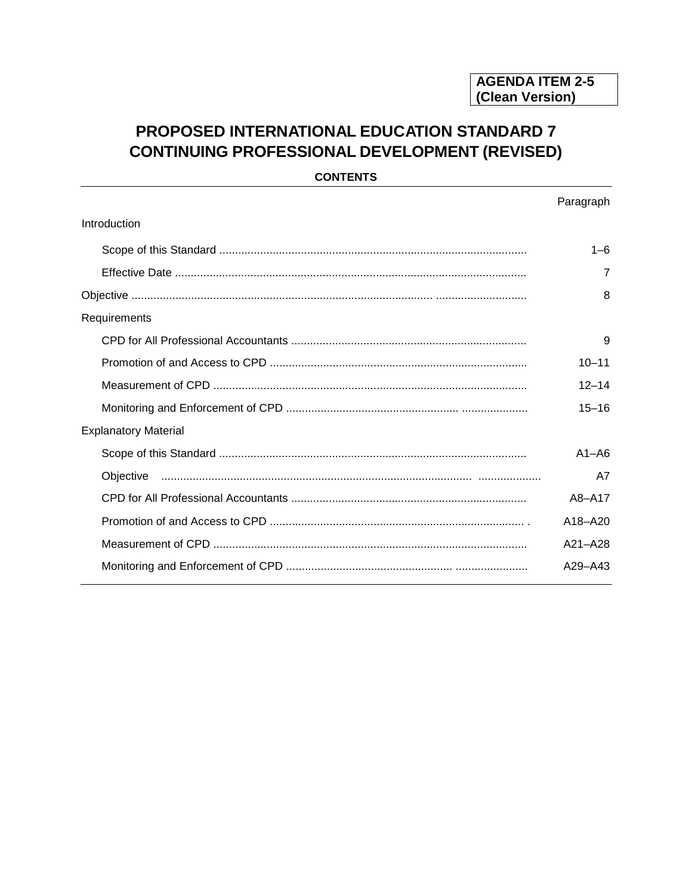**AGENDA ITEM 2-5 (Clean Version)**

# PROPOSED INTERNATIONAL EDUCATION STANDARD 7 CONTINUING PROFESSIONAL DEVELOPMENT (REVISED)

**CONTENTS**

| | Paragraph |
|---|---|
| Introduction | |
| Scope of this Standard | 1–6 |
| Effective Date | 7 |
| Objective | 8 |
| Requirements | |
| CPD for All Professional Accountants | 9 |
| Promotion of and Access to CPD | 10–11 |
| Measurement of CPD | 12–14 |
| Monitoring and Enforcement of CPD | 15–16 |
| Explanatory Material | |
| Scope of this Standard | A1–A6 |
| Objective | A7 |
| CPD for All Professional Accountants | A8–A17 |
| Promotion of and Access to CPD | A18–A20 |
| Measurement of CPD | A21–A28 |
| Monitoring and Enforcement of CPD | A29–A43 |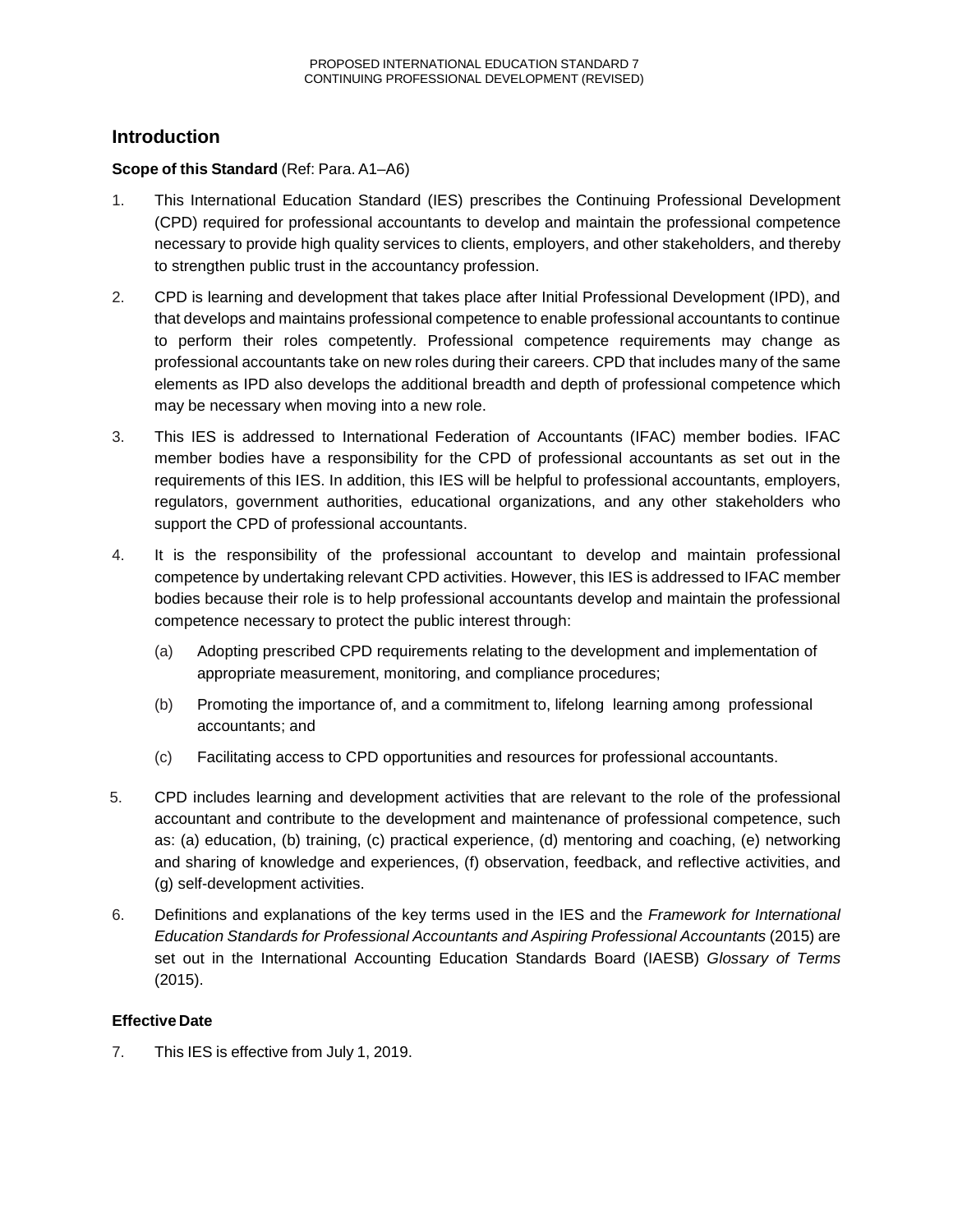## Introduction

**Scope of this Standard** (Ref: Para. A1–A6)

1. This International Education Standard (IES) prescribes the Continuing Professional Development (CPD) required for professional accountants to develop and maintain the professional competence necessary to provide high quality services to clients, employers, and other stakeholders, and thereby to strengthen public trust in the accountancy profession.

2. CPD is learning and development that takes place after Initial Professional Development (IPD), and that develops and maintains professional competence to enable professional accountants to continue to perform their roles competently. Professional competence requirements may change as professional accountants take on new roles during their careers. CPD that includes many of the same elements as IPD also develops the additional breadth and depth of professional competence which may be necessary when moving into a new role.

3. This IES is addressed to International Federation of Accountants (IFAC) member bodies. IFAC member bodies have a responsibility for the CPD of professional accountants as set out in the requirements of this IES. In addition, this IES will be helpful to professional accountants, employers, regulators, government authorities, educational organizations, and any other stakeholders who support the CPD of professional accountants.

4. It is the responsibility of the professional accountant to develop and maintain professional competence by undertaking relevant CPD activities. However, this IES is addressed to IFAC member bodies because their role is to help professional accountants develop and maintain the professional competence necessary to protect the public interest through:

   (a) Adopting prescribed CPD requirements relating to the development and implementation of appropriate measurement, monitoring, and compliance procedures;

   (b) Promoting the importance of, and a commitment to, lifelong learning among professional accountants; and

   (c) Facilitating access to CPD opportunities and resources for professional accountants.

5. CPD includes learning and development activities that are relevant to the role of the professional accountant and contribute to the development and maintenance of professional competence, such as: (a) education, (b) training, (c) practical experience, (d) mentoring and coaching, (e) networking and sharing of knowledge and experiences, (f) observation, feedback, and reflective activities, and (g) self-development activities.

6. Definitions and explanations of the key terms used in the IES and the *Framework for International Education Standards for Professional Accountants and Aspiring Professional Accountants* (2015) are set out in the International Accounting Education Standards Board (IAESB) *Glossary of Terms* (2015).

**Effective Date**

7. This IES is effective from July 1, 2019.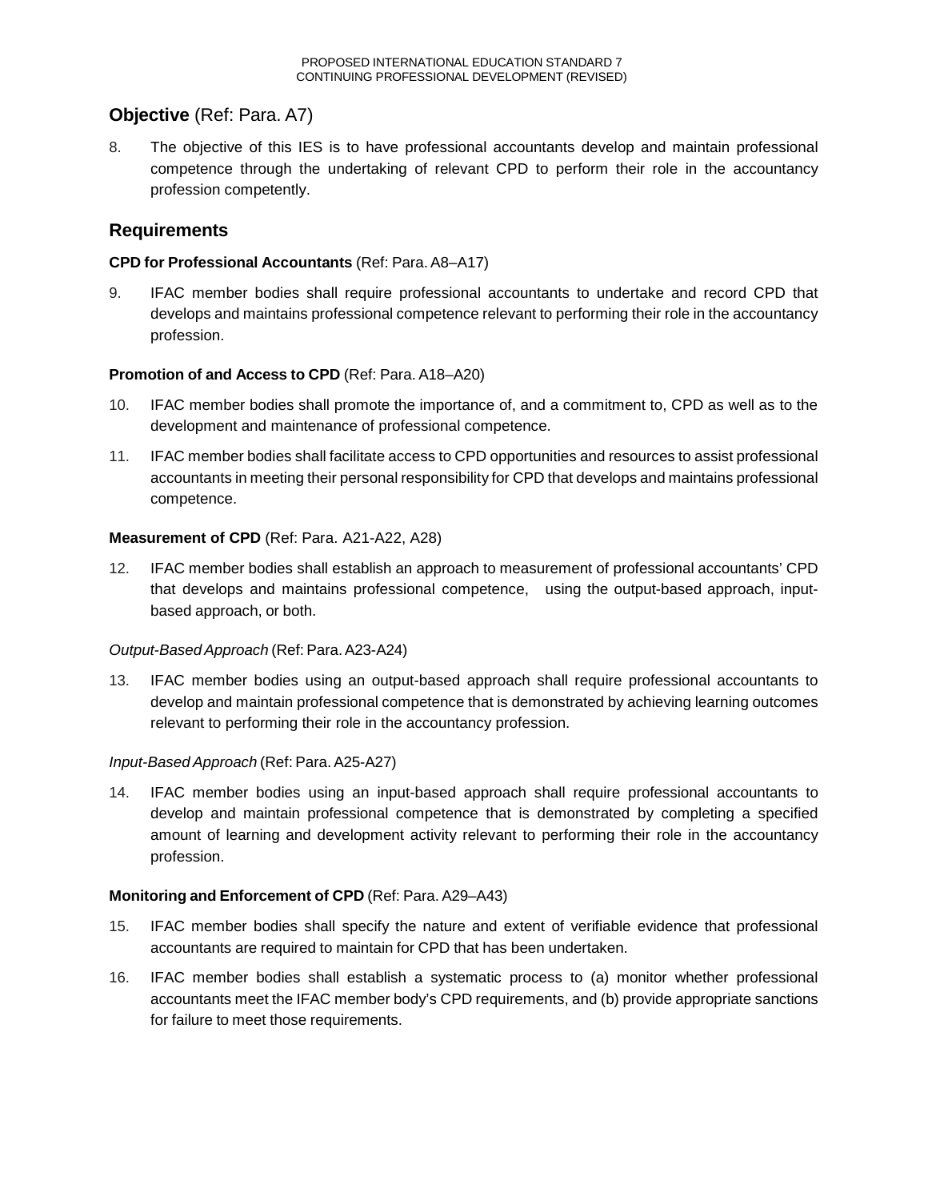## **Objective** (Ref: Para. A7)

8. The objective of this IES is to have professional accountants develop and maintain professional competence through the undertaking of relevant CPD to perform their role in the accountancy profession competently.

## Requirements

**CPD for Professional Accountants** (Ref: Para. A8–A17)

9. IFAC member bodies shall require professional accountants to undertake and record CPD that develops and maintains professional competence relevant to performing their role in the accountancy profession.

**Promotion of and Access to CPD** (Ref: Para. A18–A20)

10. IFAC member bodies shall promote the importance of, and a commitment to, CPD as well as to the development and maintenance of professional competence.

11. IFAC member bodies shall facilitate access to CPD opportunities and resources to assist professional accountants in meeting their personal responsibility for CPD that develops and maintains professional competence.

**Measurement of CPD** (Ref: Para. A21-A22, A28)

12. IFAC member bodies shall establish an approach to measurement of professional accountants' CPD that develops and maintains professional competence, using the output-based approach, input-based approach, or both.

*Output-Based Approach* (Ref: Para. A23-A24)

13. IFAC member bodies using an output-based approach shall require professional accountants to develop and maintain professional competence that is demonstrated by achieving learning outcomes relevant to performing their role in the accountancy profession.

*Input-Based Approach* (Ref: Para. A25-A27)

14. IFAC member bodies using an input-based approach shall require professional accountants to develop and maintain professional competence that is demonstrated by completing a specified amount of learning and development activity relevant to performing their role in the accountancy profession.

**Monitoring and Enforcement of CPD** (Ref: Para. A29–A43)

15. IFAC member bodies shall specify the nature and extent of verifiable evidence that professional accountants are required to maintain for CPD that has been undertaken.

16. IFAC member bodies shall establish a systematic process to (a) monitor whether professional accountants meet the IFAC member body's CPD requirements, and (b) provide appropriate sanctions for failure to meet those requirements.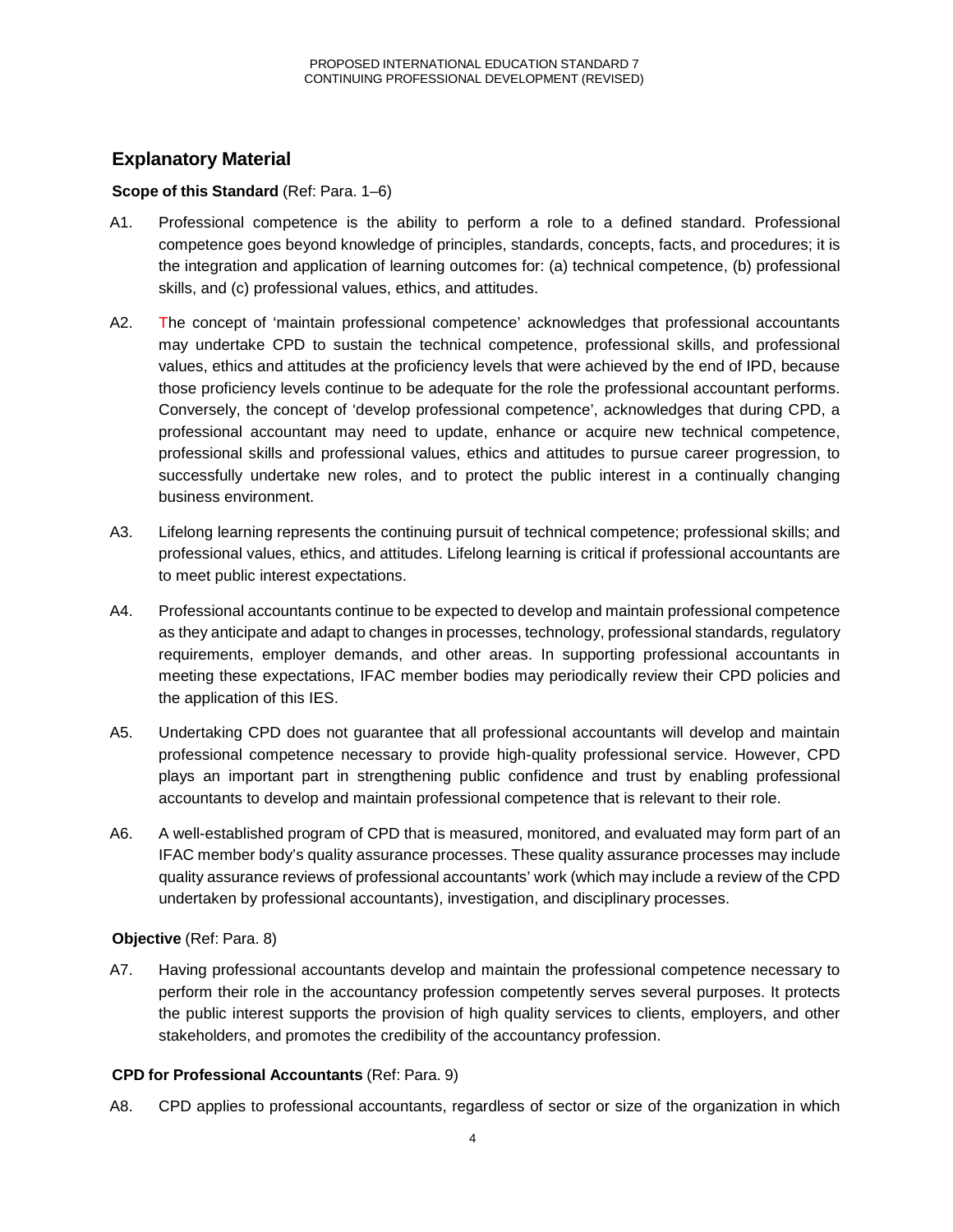## Explanatory Material

**Scope of this Standard** (Ref: Para. 1–6)

A1. Professional competence is the ability to perform a role to a defined standard. Professional competence goes beyond knowledge of principles, standards, concepts, facts, and procedures; it is the integration and application of learning outcomes for: (a) technical competence, (b) professional skills, and (c) professional values, ethics, and attitudes.

A2. The concept of 'maintain professional competence' acknowledges that professional accountants may undertake CPD to sustain the technical competence, professional skills, and professional values, ethics and attitudes at the proficiency levels that were achieved by the end of IPD, because those proficiency levels continue to be adequate for the role the professional accountant performs. Conversely, the concept of 'develop professional competence', acknowledges that during CPD, a professional accountant may need to update, enhance or acquire new technical competence, professional skills and professional values, ethics and attitudes to pursue career progression, to successfully undertake new roles, and to protect the public interest in a continually changing business environment.

A3. Lifelong learning represents the continuing pursuit of technical competence; professional skills; and professional values, ethics, and attitudes. Lifelong learning is critical if professional accountants are to meet public interest expectations.

A4. Professional accountants continue to be expected to develop and maintain professional competence as they anticipate and adapt to changes in processes, technology, professional standards, regulatory requirements, employer demands, and other areas. In supporting professional accountants in meeting these expectations, IFAC member bodies may periodically review their CPD policies and the application of this IES.

A5. Undertaking CPD does not guarantee that all professional accountants will develop and maintain professional competence necessary to provide high-quality professional service. However, CPD plays an important part in strengthening public confidence and trust by enabling professional accountants to develop and maintain professional competence that is relevant to their role.

A6. A well-established program of CPD that is measured, monitored, and evaluated may form part of an IFAC member body's quality assurance processes. These quality assurance processes may include quality assurance reviews of professional accountants' work (which may include a review of the CPD undertaken by professional accountants), investigation, and disciplinary processes.

**Objective** (Ref: Para. 8)

A7. Having professional accountants develop and maintain the professional competence necessary to perform their role in the accountancy profession competently serves several purposes. It protects the public interest supports the provision of high quality services to clients, employers, and other stakeholders, and promotes the credibility of the accountancy profession.

**CPD for Professional Accountants** (Ref: Para. 9)

A8. CPD applies to professional accountants, regardless of sector or size of the organization in which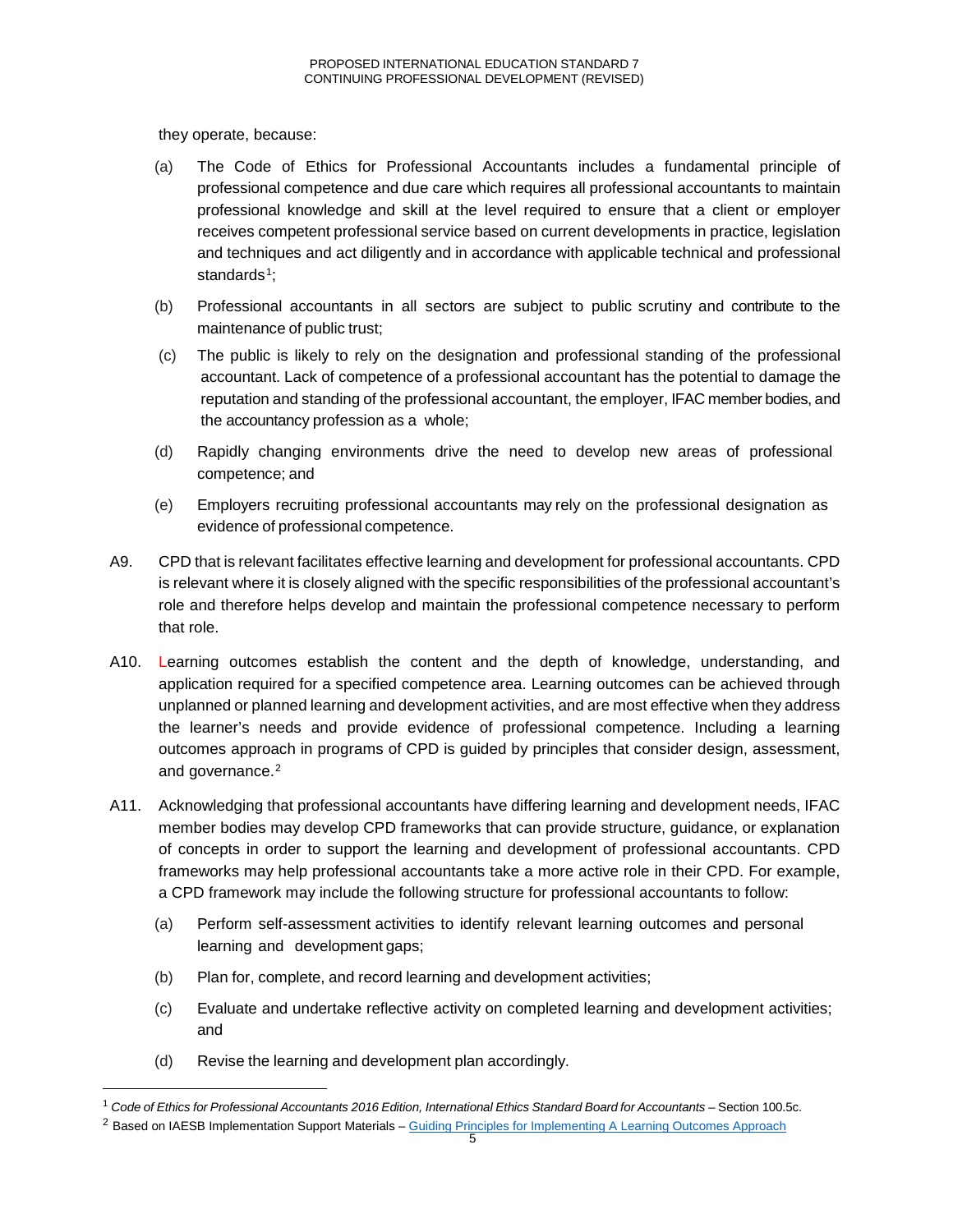they operate, because:

(a) The Code of Ethics for Professional Accountants includes a fundamental principle of professional competence and due care which requires all professional accountants to maintain professional knowledge and skill at the level required to ensure that a client or employer receives competent professional service based on current developments in practice, legislation and techniques and act diligently and in accordance with applicable technical and professional standards[1];

(b) Professional accountants in all sectors are subject to public scrutiny and contribute to the maintenance of public trust;

(c) The public is likely to rely on the designation and professional standing of the professional accountant. Lack of competence of a professional accountant has the potential to damage the reputation and standing of the professional accountant, the employer, IFAC member bodies, and the accountancy profession as a whole;

(d) Rapidly changing environments drive the need to develop new areas of professional competence; and

(e) Employers recruiting professional accountants may rely on the professional designation as evidence of professional competence.

A9. CPD that is relevant facilitates effective learning and development for professional accountants. CPD is relevant where it is closely aligned with the specific responsibilities of the professional accountant's role and therefore helps develop and maintain the professional competence necessary to perform that role.

A10. Learning outcomes establish the content and the depth of knowledge, understanding, and application required for a specified competence area. Learning outcomes can be achieved through unplanned or planned learning and development activities, and are most effective when they address the learner's needs and provide evidence of professional competence. Including a learning outcomes approach in programs of CPD is guided by principles that consider design, assessment, and governance.[2]

A11. Acknowledging that professional accountants have differing learning and development needs, IFAC member bodies may develop CPD frameworks that can provide structure, guidance, or explanation of concepts in order to support the learning and development of professional accountants. CPD frameworks may help professional accountants take a more active role in their CPD. For example, a CPD framework may include the following structure for professional accountants to follow:

(a) Perform self-assessment activities to identify relevant learning outcomes and personal learning and development gaps;

(b) Plan for, complete, and record learning and development activities;

(c) Evaluate and undertake reflective activity on completed learning and development activities; and

(d) Revise the learning and development plan accordingly.

---

[1] *Code of Ethics for Professional Accountants 2016 Edition, International Ethics Standard Board for Accountants* – Section 100.5c.

[2] Based on IAESB Implementation Support Materials – Guiding Principles for Implementing A Learning Outcomes Approach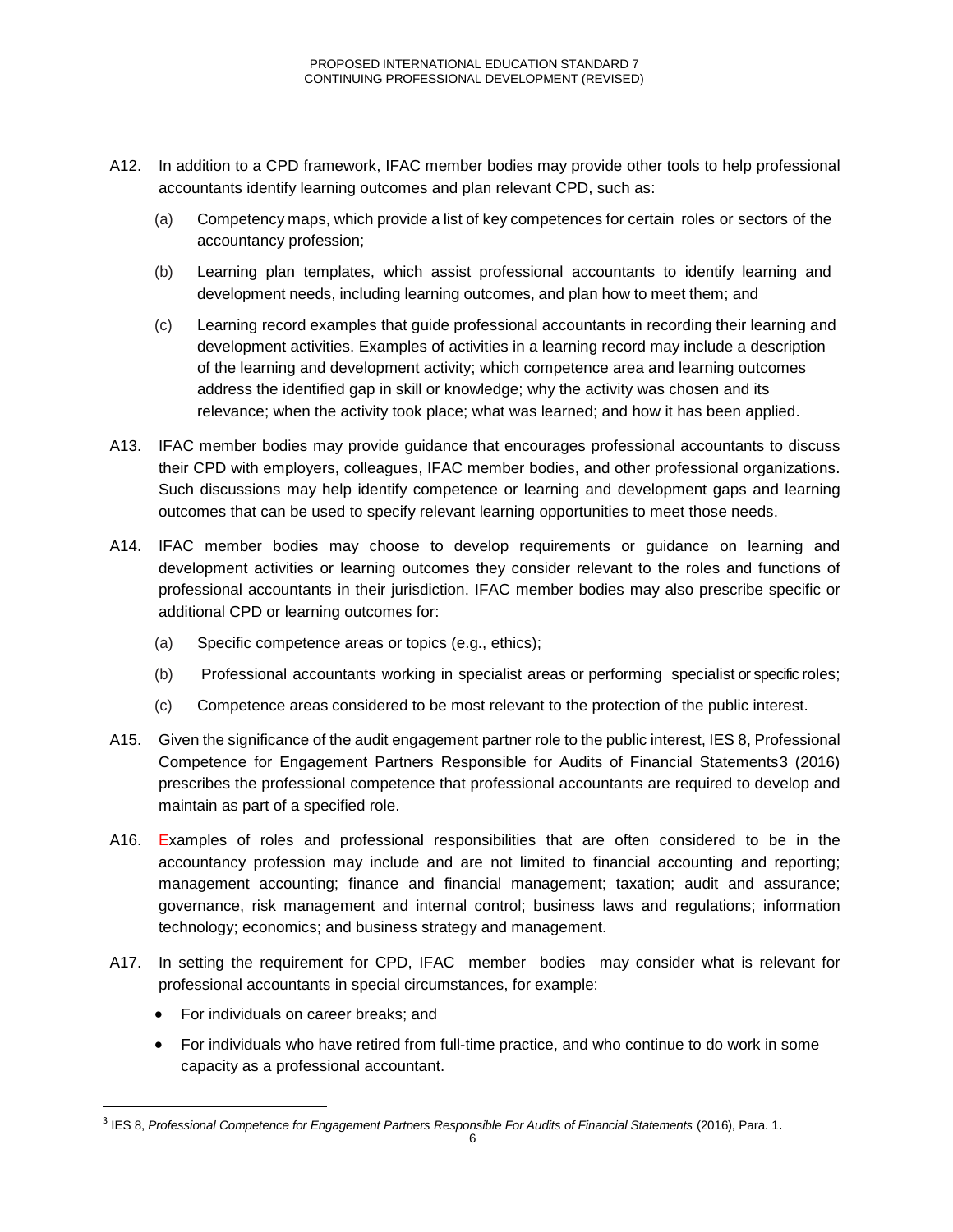A12. In addition to a CPD framework, IFAC member bodies may provide other tools to help professional accountants identify learning outcomes and plan relevant CPD, such as:

(a) Competency maps, which provide a list of key competences for certain roles or sectors of the accountancy profession;

(b) Learning plan templates, which assist professional accountants to identify learning and development needs, including learning outcomes, and plan how to meet them; and

(c) Learning record examples that guide professional accountants in recording their learning and development activities. Examples of activities in a learning record may include a description of the learning and development activity; which competence area and learning outcomes address the identified gap in skill or knowledge; why the activity was chosen and its relevance; when the activity took place; what was learned; and how it has been applied.

A13. IFAC member bodies may provide guidance that encourages professional accountants to discuss their CPD with employers, colleagues, IFAC member bodies, and other professional organizations. Such discussions may help identify competence or learning and development gaps and learning outcomes that can be used to specify relevant learning opportunities to meet those needs.

A14. IFAC member bodies may choose to develop requirements or guidance on learning and development activities or learning outcomes they consider relevant to the roles and functions of professional accountants in their jurisdiction. IFAC member bodies may also prescribe specific or additional CPD or learning outcomes for:

(a) Specific competence areas or topics (e.g., ethics);

(b) Professional accountants working in specialist areas or performing specialist or specific roles;

(c) Competence areas considered to be most relevant to the protection of the public interest.

A15. Given the significance of the audit engagement partner role to the public interest, IES 8, Professional Competence for Engagement Partners Responsible for Audits of Financial Statements[3] (2016) prescribes the professional competence that professional accountants are required to develop and maintain as part of a specified role.

A16. Examples of roles and professional responsibilities that are often considered to be in the accountancy profession may include and are not limited to financial accounting and reporting; management accounting; finance and financial management; taxation; audit and assurance; governance, risk management and internal control; business laws and regulations; information technology; economics; and business strategy and management.

A17. In setting the requirement for CPD, IFAC member bodies may consider what is relevant for professional accountants in special circumstances, for example:

- For individuals on career breaks; and
- For individuals who have retired from full-time practice, and who continue to do work in some capacity as a professional accountant.

---

[3] IES 8, *Professional Competence for Engagement Partners Responsible For Audits of Financial Statements* (2016), Para. 1.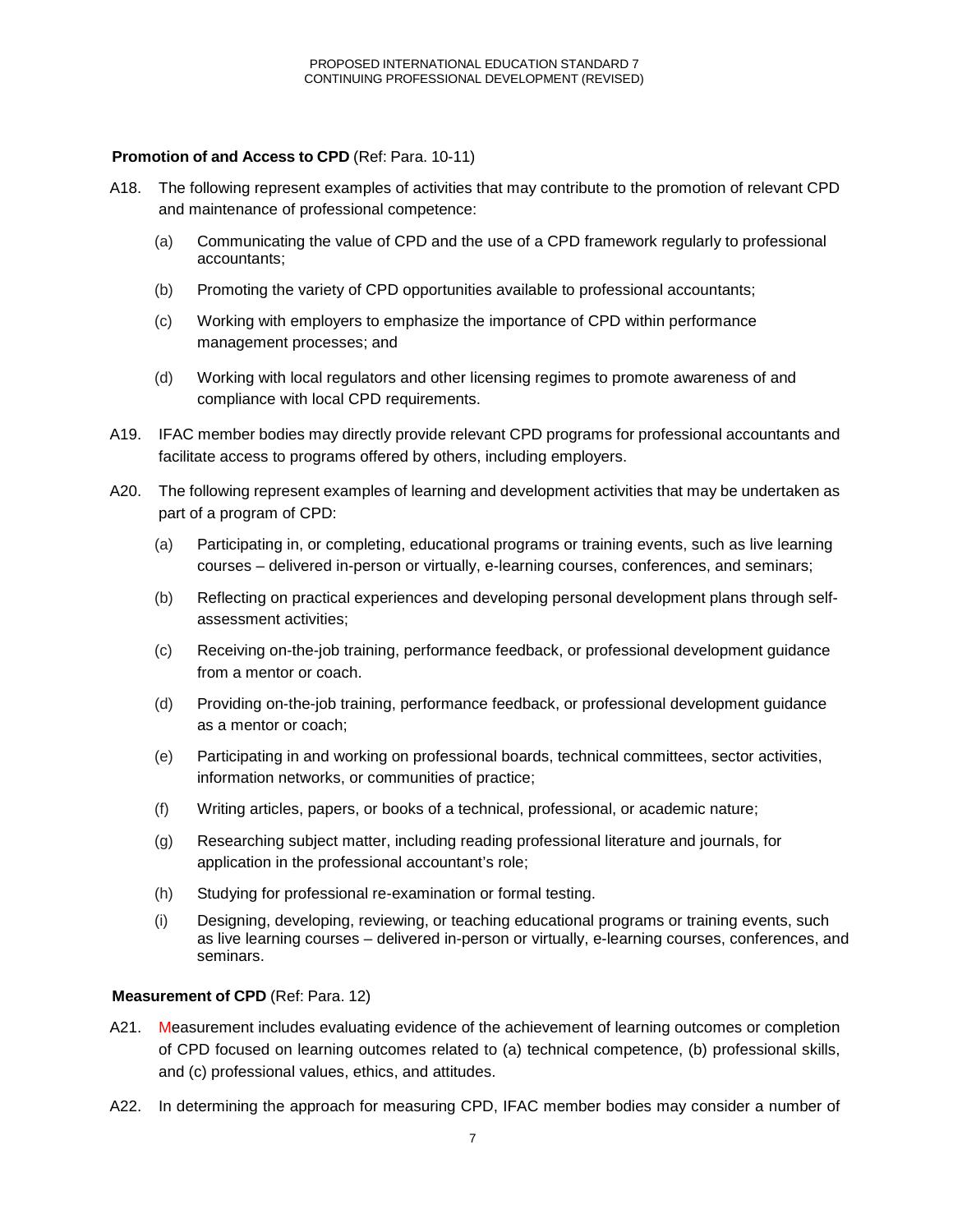**Promotion of and Access to CPD** (Ref: Para. 10-11)

A18. The following represent examples of activities that may contribute to the promotion of relevant CPD and maintenance of professional competence:

(a) Communicating the value of CPD and the use of a CPD framework regularly to professional accountants;

(b) Promoting the variety of CPD opportunities available to professional accountants;

(c) Working with employers to emphasize the importance of CPD within performance management processes; and

(d) Working with local regulators and other licensing regimes to promote awareness of and compliance with local CPD requirements.

A19. IFAC member bodies may directly provide relevant CPD programs for professional accountants and facilitate access to programs offered by others, including employers.

A20. The following represent examples of learning and development activities that may be undertaken as part of a program of CPD:

(a) Participating in, or completing, educational programs or training events, such as live learning courses – delivered in-person or virtually, e-learning courses, conferences, and seminars;

(b) Reflecting on practical experiences and developing personal development plans through self-assessment activities;

(c) Receiving on-the-job training, performance feedback, or professional development guidance from a mentor or coach.

(d) Providing on-the-job training, performance feedback, or professional development guidance as a mentor or coach;

(e) Participating in and working on professional boards, technical committees, sector activities, information networks, or communities of practice;

(f) Writing articles, papers, or books of a technical, professional, or academic nature;

(g) Researching subject matter, including reading professional literature and journals, for application in the professional accountant's role;

(h) Studying for professional re-examination or formal testing.

(i) Designing, developing, reviewing, or teaching educational programs or training events, such as live learning courses – delivered in-person or virtually, e-learning courses, conferences, and seminars.

**Measurement of CPD** (Ref: Para. 12)

A21. Measurement includes evaluating evidence of the achievement of learning outcomes or completion of CPD focused on learning outcomes related to (a) technical competence, (b) professional skills, and (c) professional values, ethics, and attitudes.

A22. In determining the approach for measuring CPD, IFAC member bodies may consider a number of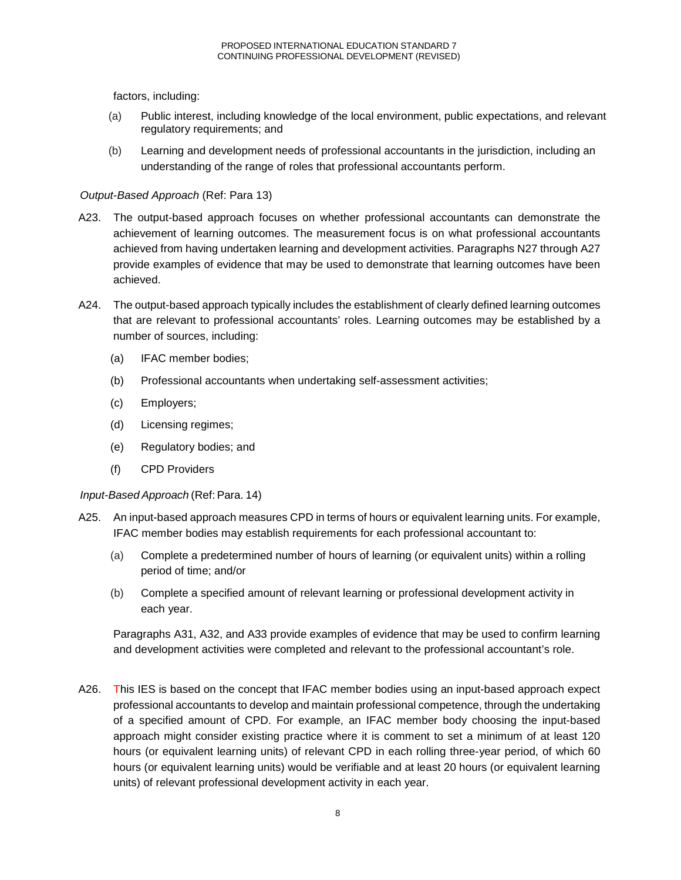factors, including:

(a) Public interest, including knowledge of the local environment, public expectations, and relevant regulatory requirements; and

(b) Learning and development needs of professional accountants in the jurisdiction, including an understanding of the range of roles that professional accountants perform.

*Output-Based Approach* (Ref: Para 13)

A23. The output-based approach focuses on whether professional accountants can demonstrate the achievement of learning outcomes. The measurement focus is on what professional accountants achieved from having undertaken learning and development activities. Paragraphs N27 through A27 provide examples of evidence that may be used to demonstrate that learning outcomes have been achieved.

A24. The output-based approach typically includes the establishment of clearly defined learning outcomes that are relevant to professional accountants' roles. Learning outcomes may be established by a number of sources, including:

(a) IFAC member bodies;

(b) Professional accountants when undertaking self-assessment activities;

(c) Employers;

(d) Licensing regimes;

(e) Regulatory bodies; and

(f) CPD Providers

*Input-Based Approach* (Ref: Para. 14)

A25. An input-based approach measures CPD in terms of hours or equivalent learning units. For example, IFAC member bodies may establish requirements for each professional accountant to:

(a) Complete a predetermined number of hours of learning (or equivalent units) within a rolling period of time; and/or

(b) Complete a specified amount of relevant learning or professional development activity in each year.

Paragraphs A31, A32, and A33 provide examples of evidence that may be used to confirm learning and development activities were completed and relevant to the professional accountant's role.

A26. This IES is based on the concept that IFAC member bodies using an input-based approach expect professional accountants to develop and maintain professional competence, through the undertaking of a specified amount of CPD. For example, an IFAC member body choosing the input-based approach might consider existing practice where it is comment to set a minimum of at least 120 hours (or equivalent learning units) of relevant CPD in each rolling three-year period, of which 60 hours (or equivalent learning units) would be verifiable and at least 20 hours (or equivalent learning units) of relevant professional development activity in each year.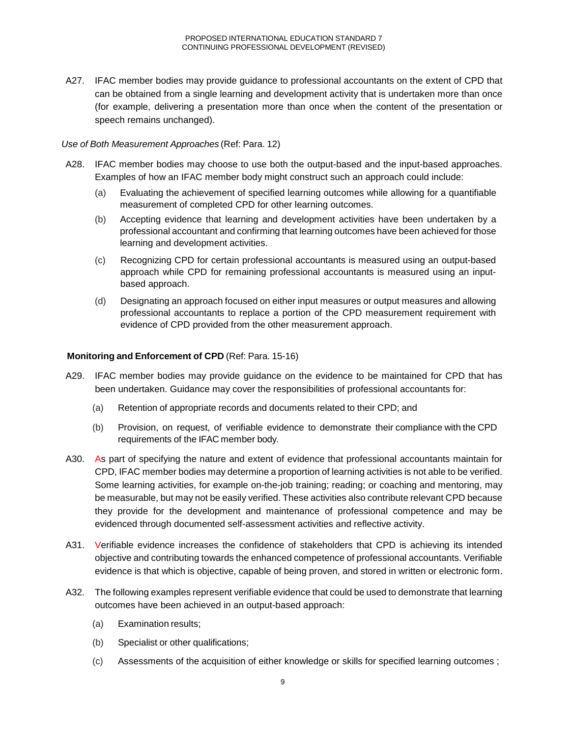A27. IFAC member bodies may provide guidance to professional accountants on the extent of CPD that can be obtained from a single learning and development activity that is undertaken more than once (for example, delivering a presentation more than once when the content of the presentation or speech remains unchanged).

*Use of Both Measurement Approaches* (Ref: Para. 12)

A28. IFAC member bodies may choose to use both the output-based and the input-based approaches. Examples of how an IFAC member body might construct such an approach could include:

(a) Evaluating the achievement of specified learning outcomes while allowing for a quantifiable measurement of completed CPD for other learning outcomes.

(b) Accepting evidence that learning and development activities have been undertaken by a professional accountant and confirming that learning outcomes have been achieved for those learning and development activities.

(c) Recognizing CPD for certain professional accountants is measured using an output-based approach while CPD for remaining professional accountants is measured using an input-based approach.

(d) Designating an approach focused on either input measures or output measures and allowing professional accountants to replace a portion of the CPD measurement requirement with evidence of CPD provided from the other measurement approach.

**Monitoring and Enforcement of CPD** (Ref: Para. 15-16)

A29. IFAC member bodies may provide guidance on the evidence to be maintained for CPD that has been undertaken. Guidance may cover the responsibilities of professional accountants for:

(a) Retention of appropriate records and documents related to their CPD; and

(b) Provision, on request, of verifiable evidence to demonstrate their compliance with the CPD requirements of the IFAC member body.

A30. As part of specifying the nature and extent of evidence that professional accountants maintain for CPD, IFAC member bodies may determine a proportion of learning activities is not able to be verified. Some learning activities, for example on-the-job training; reading; or coaching and mentoring, may be measurable, but may not be easily verified. These activities also contribute relevant CPD because they provide for the development and maintenance of professional competence and may be evidenced through documented self-assessment activities and reflective activity.

A31. Verifiable evidence increases the confidence of stakeholders that CPD is achieving its intended objective and contributing towards the enhanced competence of professional accountants. Verifiable evidence is that which is objective, capable of being proven, and stored in written or electronic form.

A32. The following examples represent verifiable evidence that could be used to demonstrate that learning outcomes have been achieved in an output-based approach:

(a) Examination results;

(b) Specialist or other qualifications;

(c) Assessments of the acquisition of either knowledge or skills for specified learning outcomes ;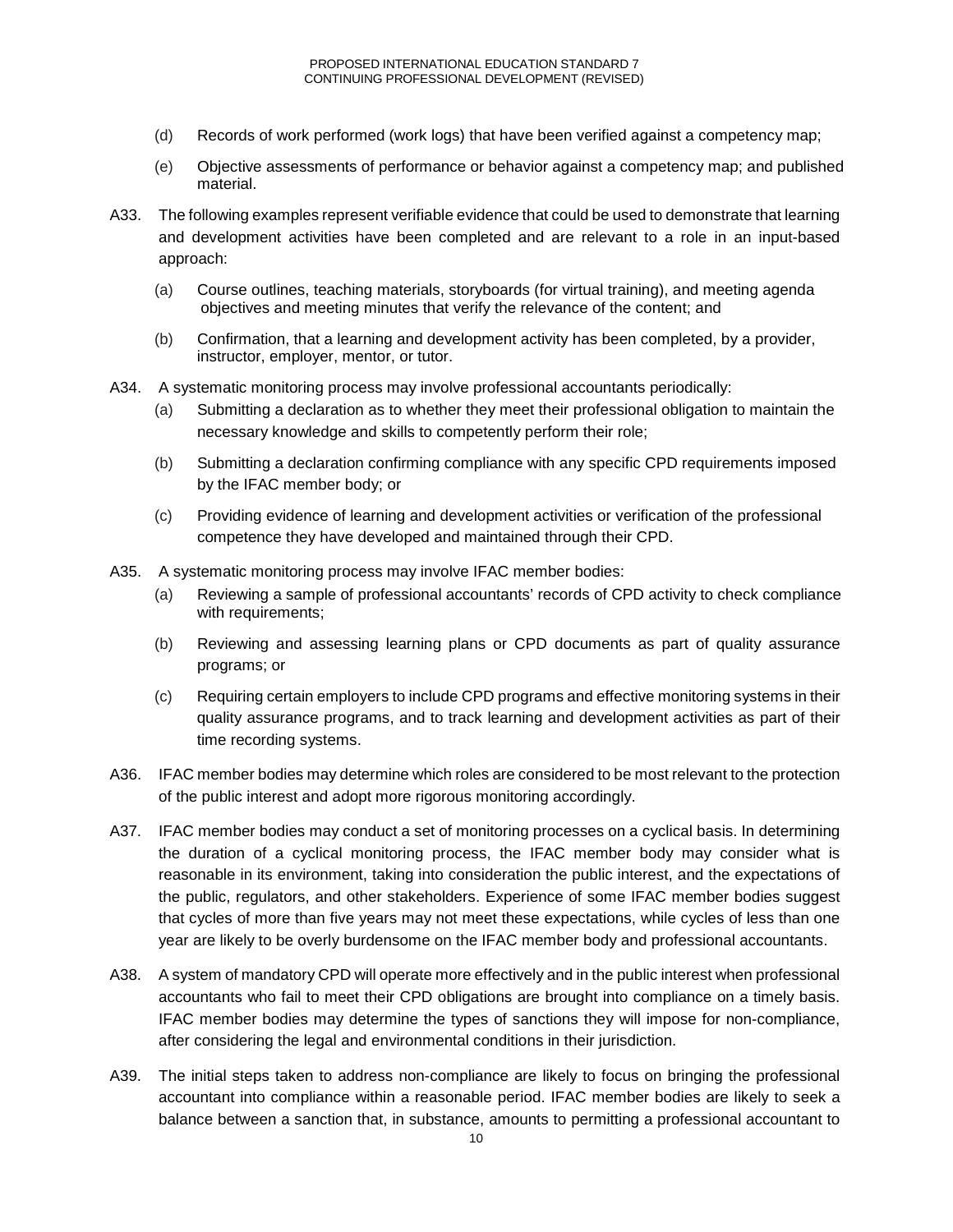(d) Records of work performed (work logs) that have been verified against a competency map;

(e) Objective assessments of performance or behavior against a competency map; and published material.

A33. The following examples represent verifiable evidence that could be used to demonstrate that learning and development activities have been completed and are relevant to a role in an input-based approach:

(a) Course outlines, teaching materials, storyboards (for virtual training), and meeting agenda objectives and meeting minutes that verify the relevance of the content; and

(b) Confirmation, that a learning and development activity has been completed, by a provider, instructor, employer, mentor, or tutor.

A34. A systematic monitoring process may involve professional accountants periodically:

(a) Submitting a declaration as to whether they meet their professional obligation to maintain the necessary knowledge and skills to competently perform their role;

(b) Submitting a declaration confirming compliance with any specific CPD requirements imposed by the IFAC member body; or

(c) Providing evidence of learning and development activities or verification of the professional competence they have developed and maintained through their CPD.

A35. A systematic monitoring process may involve IFAC member bodies:

(a) Reviewing a sample of professional accountants' records of CPD activity to check compliance with requirements;

(b) Reviewing and assessing learning plans or CPD documents as part of quality assurance programs; or

(c) Requiring certain employers to include CPD programs and effective monitoring systems in their quality assurance programs, and to track learning and development activities as part of their time recording systems.

A36. IFAC member bodies may determine which roles are considered to be most relevant to the protection of the public interest and adopt more rigorous monitoring accordingly.

A37. IFAC member bodies may conduct a set of monitoring processes on a cyclical basis. In determining the duration of a cyclical monitoring process, the IFAC member body may consider what is reasonable in its environment, taking into consideration the public interest, and the expectations of the public, regulators, and other stakeholders. Experience of some IFAC member bodies suggest that cycles of more than five years may not meet these expectations, while cycles of less than one year are likely to be overly burdensome on the IFAC member body and professional accountants.

A38. A system of mandatory CPD will operate more effectively and in the public interest when professional accountants who fail to meet their CPD obligations are brought into compliance on a timely basis. IFAC member bodies may determine the types of sanctions they will impose for non-compliance, after considering the legal and environmental conditions in their jurisdiction.

A39. The initial steps taken to address non-compliance are likely to focus on bringing the professional accountant into compliance within a reasonable period. IFAC member bodies are likely to seek a balance between a sanction that, in substance, amounts to permitting a professional accountant to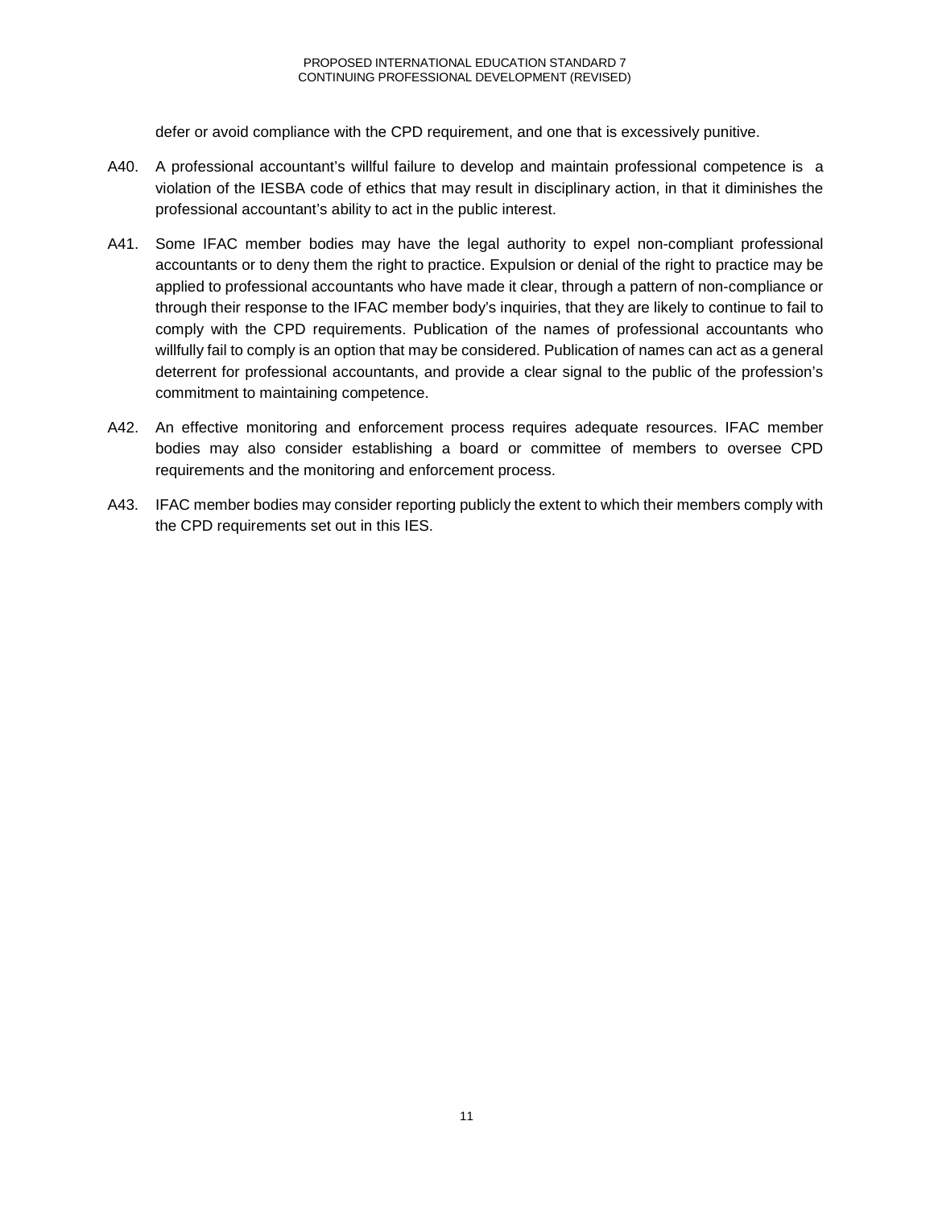defer or avoid compliance with the CPD requirement, and one that is excessively punitive.

A40. A professional accountant's willful failure to develop and maintain professional competence is a violation of the IESBA code of ethics that may result in disciplinary action, in that it diminishes the professional accountant's ability to act in the public interest.

A41. Some IFAC member bodies may have the legal authority to expel non-compliant professional accountants or to deny them the right to practice. Expulsion or denial of the right to practice may be applied to professional accountants who have made it clear, through a pattern of non-compliance or through their response to the IFAC member body's inquiries, that they are likely to continue to fail to comply with the CPD requirements. Publication of the names of professional accountants who willfully fail to comply is an option that may be considered. Publication of names can act as a general deterrent for professional accountants, and provide a clear signal to the public of the profession's commitment to maintaining competence.

A42. An effective monitoring and enforcement process requires adequate resources. IFAC member bodies may also consider establishing a board or committee of members to oversee CPD requirements and the monitoring and enforcement process.

A43. IFAC member bodies may consider reporting publicly the extent to which their members comply with the CPD requirements set out in this IES.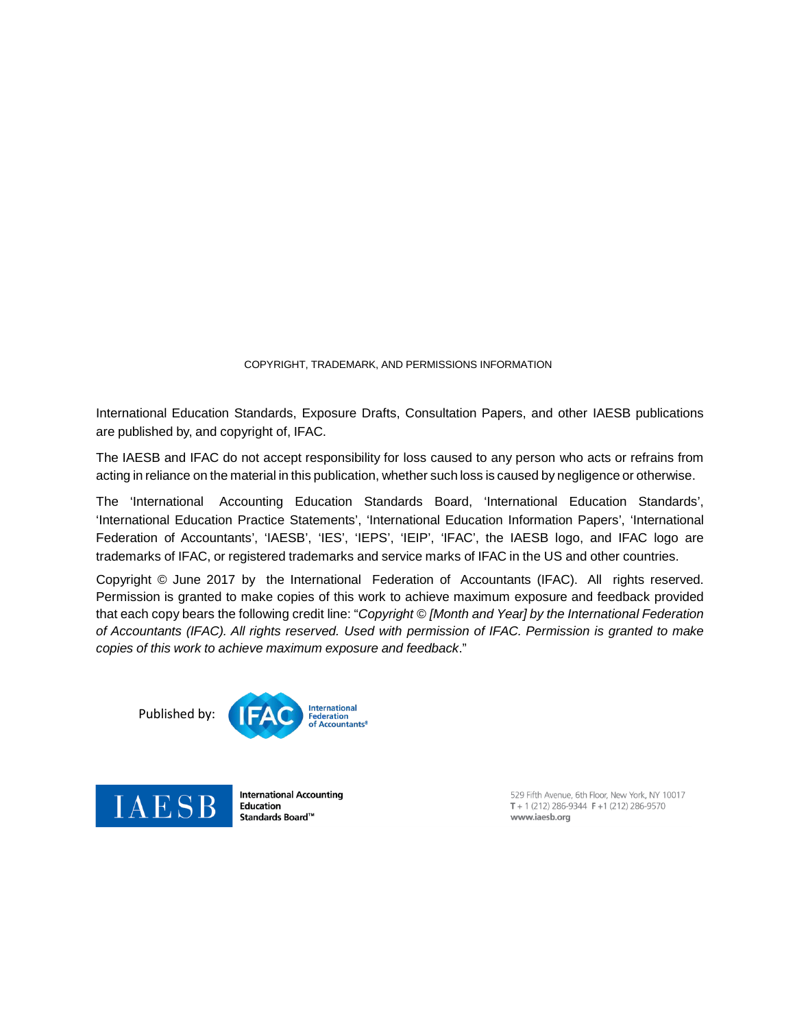COPYRIGHT, TRADEMARK, AND PERMISSIONS INFORMATION

International Education Standards, Exposure Drafts, Consultation Papers, and other IAESB publications are published by, and copyright of, IFAC.

The IAESB and IFAC do not accept responsibility for loss caused to any person who acts or refrains from acting in reliance on the material in this publication, whether such loss is caused by negligence or otherwise.

The 'International Accounting Education Standards Board, 'International Education Standards', 'International Education Practice Statements', 'International Education Information Papers', 'International Federation of Accountants', 'IAESB', 'IES', 'IEPS', 'IEIP', 'IFAC', the IAESB logo, and IFAC logo are trademarks of IFAC, or registered trademarks and service marks of IFAC in the US and other countries.

Copyright © June 2017 by the International Federation of Accountants (IFAC). All rights reserved. Permission is granted to make copies of this work to achieve maximum exposure and feedback provided that each copy bears the following credit line: "*Copyright © [Month and Year] by the International Federation of Accountants (IFAC). All rights reserved. Used with permission of IFAC. Permission is granted to make copies of this work to achieve maximum exposure and feedback*."

Published by: IFAC International Federation of Accountants®

IAESB International Accounting Education Standards Board™

529 Fifth Avenue, 6th Floor, New York, NY 10017
T + 1 (212) 286-9344 F +1 (212) 286-9570
www.iaesb.org